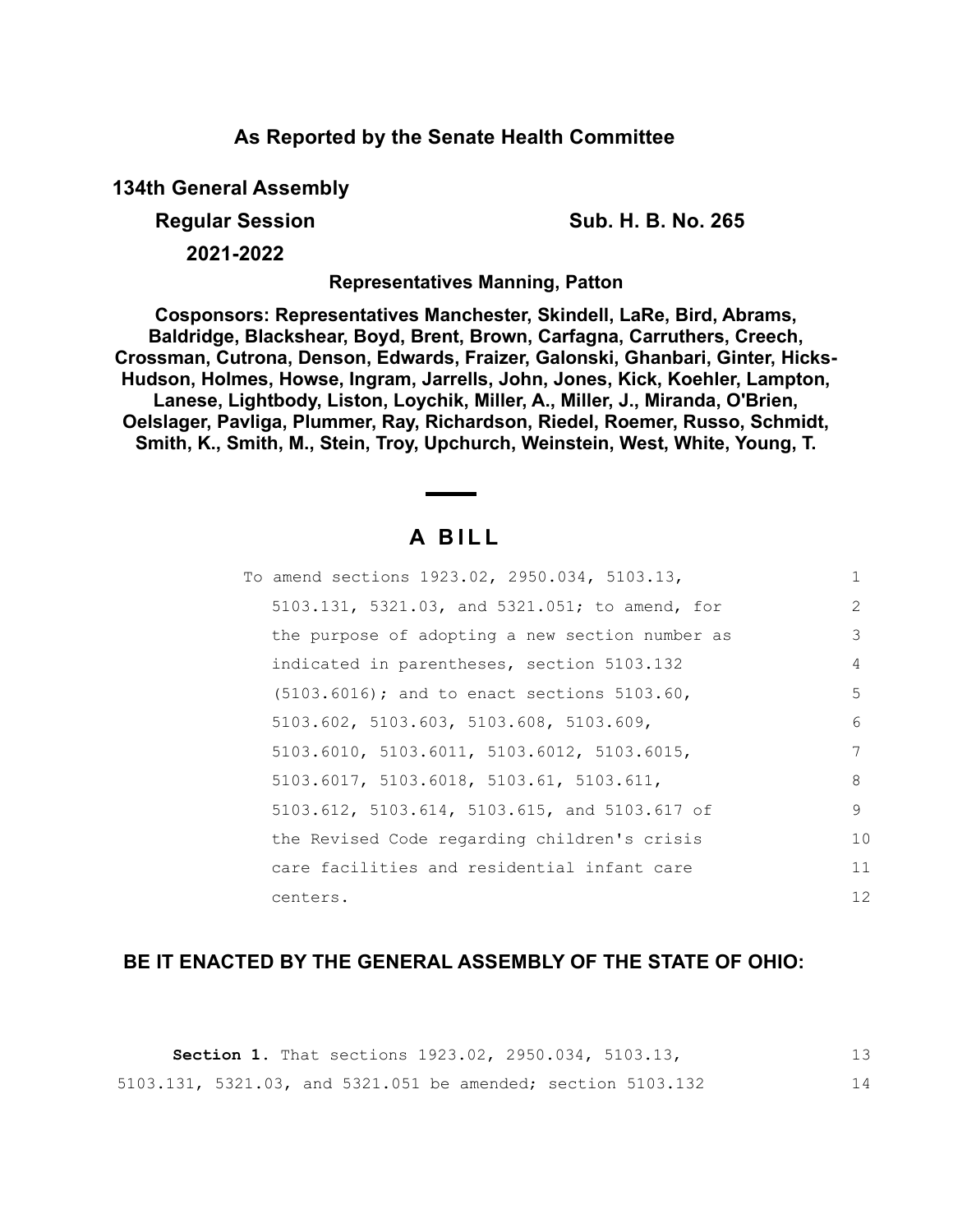**As Reported by the Senate Health Committee**

**134th General Assembly**

**Regular Session** **Sub. H. B. No. 265**

**2021-2022**

**Representatives Manning, Patton**

**Cosponsors: Representatives Manchester, Skindell, LaRe, Bird, Abrams, Baldridge, Blackshear, Boyd, Brent, Brown, Carfagna, Carruthers, Creech, Crossman, Cutrona, Denson, Edwards, Fraizer, Galonski, Ghanbari, Ginter, Hicks-Hudson, Holmes, Howse, Ingram, Jarrells, John, Jones, Kick, Koehler, Lampton, Lanese, Lightbody, Liston, Loychik, Miller, A., Miller, J., Miranda, O'Brien, Oelslager, Pavliga, Plummer, Ray, Richardson, Riedel, Roemer, Russo, Schmidt, Smith, K., Smith, M., Stein, Troy, Upchurch, Weinstein, West, White, Young, T.**

# A BILL

To amend sections 1923.02, 2950.034, 5103.13, 5103.131, 5321.03, and 5321.051; to amend, for the purpose of adopting a new section number as indicated in parentheses, section 5103.132 (5103.6016); and to enact sections 5103.60, 5103.602, 5103.603, 5103.608, 5103.609, 5103.6010, 5103.6011, 5103.6012, 5103.6015, 5103.6017, 5103.6018, 5103.61, 5103.611, 5103.612, 5103.614, 5103.615, and 5103.617 of the Revised Code regarding children's crisis care facilities and residential infant care centers.

**BE IT ENACTED BY THE GENERAL ASSEMBLY OF THE STATE OF OHIO:**

**Section 1.** That sections 1923.02, 2950.034, 5103.13, 5103.131, 5321.03, and 5321.051 be amended; section 5103.132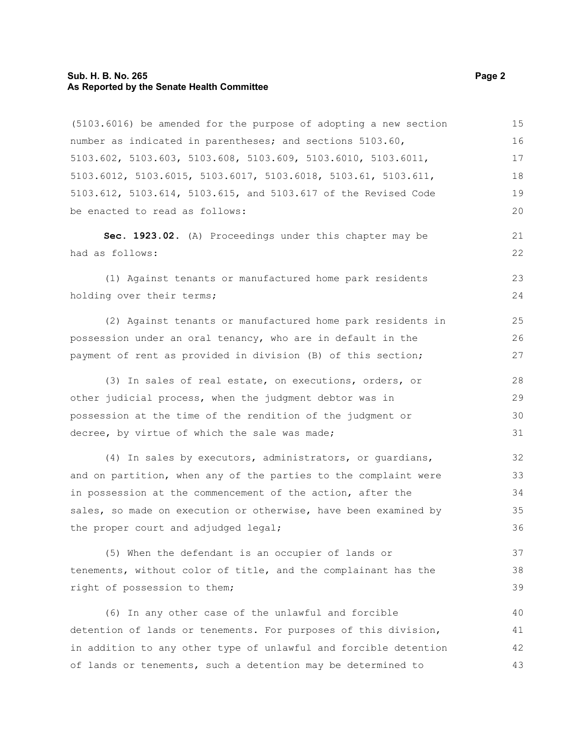(5103.6016) be amended for the purpose of adopting a new section number as indicated in parentheses; and sections 5103.60, 5103.602, 5103.603, 5103.608, 5103.609, 5103.6010, 5103.6011, 5103.6012, 5103.6015, 5103.6017, 5103.6018, 5103.61, 5103.611, 5103.612, 5103.614, 5103.615, and 5103.617 of the Revised Code be enacted to read as follows:

**Sec. 1923.02.** (A) Proceedings under this chapter may be had as follows:

(1) Against tenants or manufactured home park residents holding over their terms;

(2) Against tenants or manufactured home park residents in possession under an oral tenancy, who are in default in the payment of rent as provided in division (B) of this section;

(3) In sales of real estate, on executions, orders, or other judicial process, when the judgment debtor was in possession at the time of the rendition of the judgment or decree, by virtue of which the sale was made;

(4) In sales by executors, administrators, or guardians, and on partition, when any of the parties to the complaint were in possession at the commencement of the action, after the sales, so made on execution or otherwise, have been examined by the proper court and adjudged legal;

(5) When the defendant is an occupier of lands or tenements, without color of title, and the complainant has the right of possession to them;

(6) In any other case of the unlawful and forcible detention of lands or tenements. For purposes of this division, in addition to any other type of unlawful and forcible detention of lands or tenements, such a detention may be determined to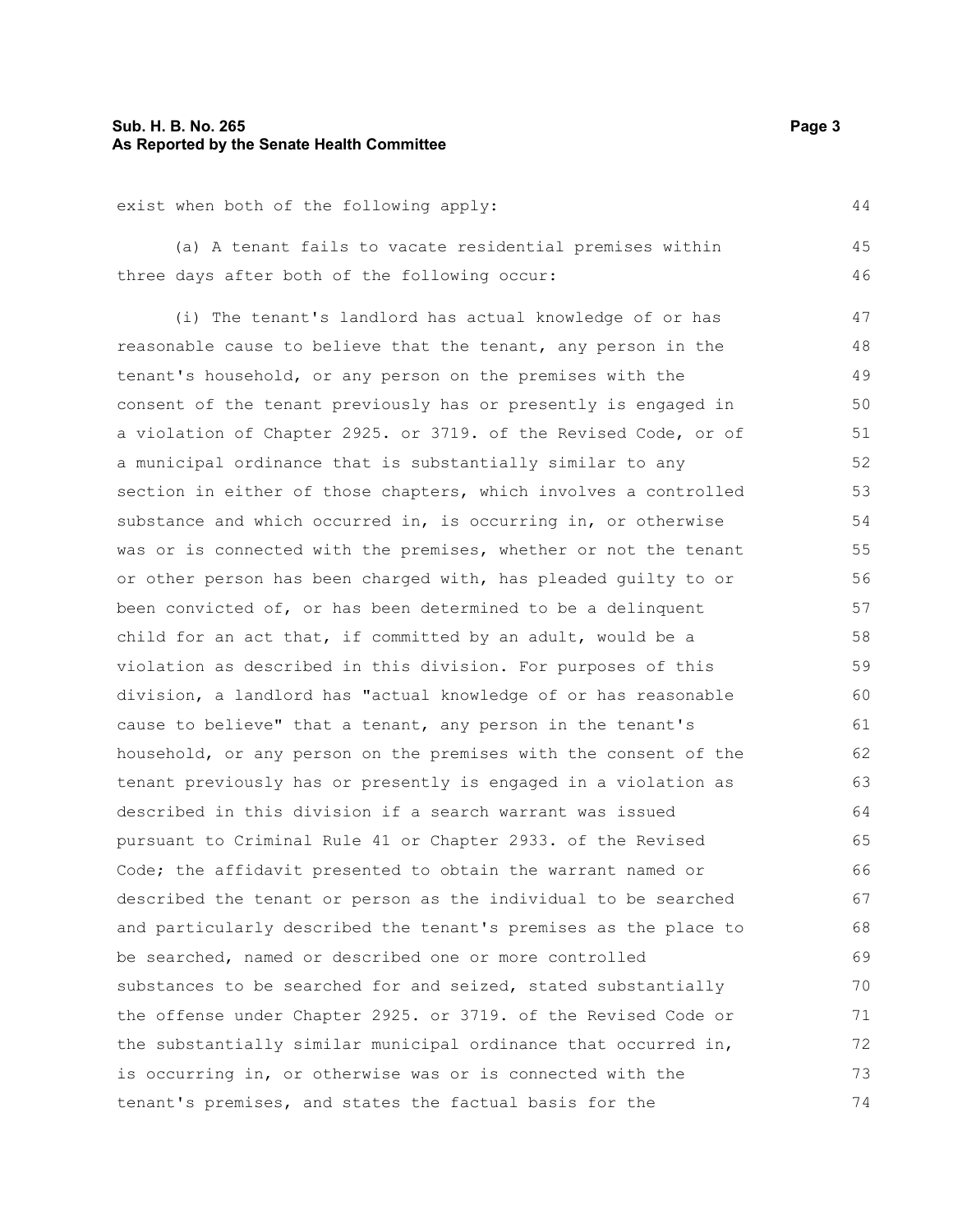exist when both of the following apply:

(a) A tenant fails to vacate residential premises within three days after both of the following occur:

(i) The tenant's landlord has actual knowledge of or has reasonable cause to believe that the tenant, any person in the tenant's household, or any person on the premises with the consent of the tenant previously has or presently is engaged in a violation of Chapter 2925. or 3719. of the Revised Code, or of a municipal ordinance that is substantially similar to any section in either of those chapters, which involves a controlled substance and which occurred in, is occurring in, or otherwise was or is connected with the premises, whether or not the tenant or other person has been charged with, has pleaded guilty to or been convicted of, or has been determined to be a delinquent child for an act that, if committed by an adult, would be a violation as described in this division. For purposes of this division, a landlord has "actual knowledge of or has reasonable cause to believe" that a tenant, any person in the tenant's household, or any person on the premises with the consent of the tenant previously has or presently is engaged in a violation as described in this division if a search warrant was issued pursuant to Criminal Rule 41 or Chapter 2933. of the Revised Code; the affidavit presented to obtain the warrant named or described the tenant or person as the individual to be searched and particularly described the tenant's premises as the place to be searched, named or described one or more controlled substances to be searched for and seized, stated substantially the offense under Chapter 2925. or 3719. of the Revised Code or the substantially similar municipal ordinance that occurred in, is occurring in, or otherwise was or is connected with the tenant's premises, and states the factual basis for the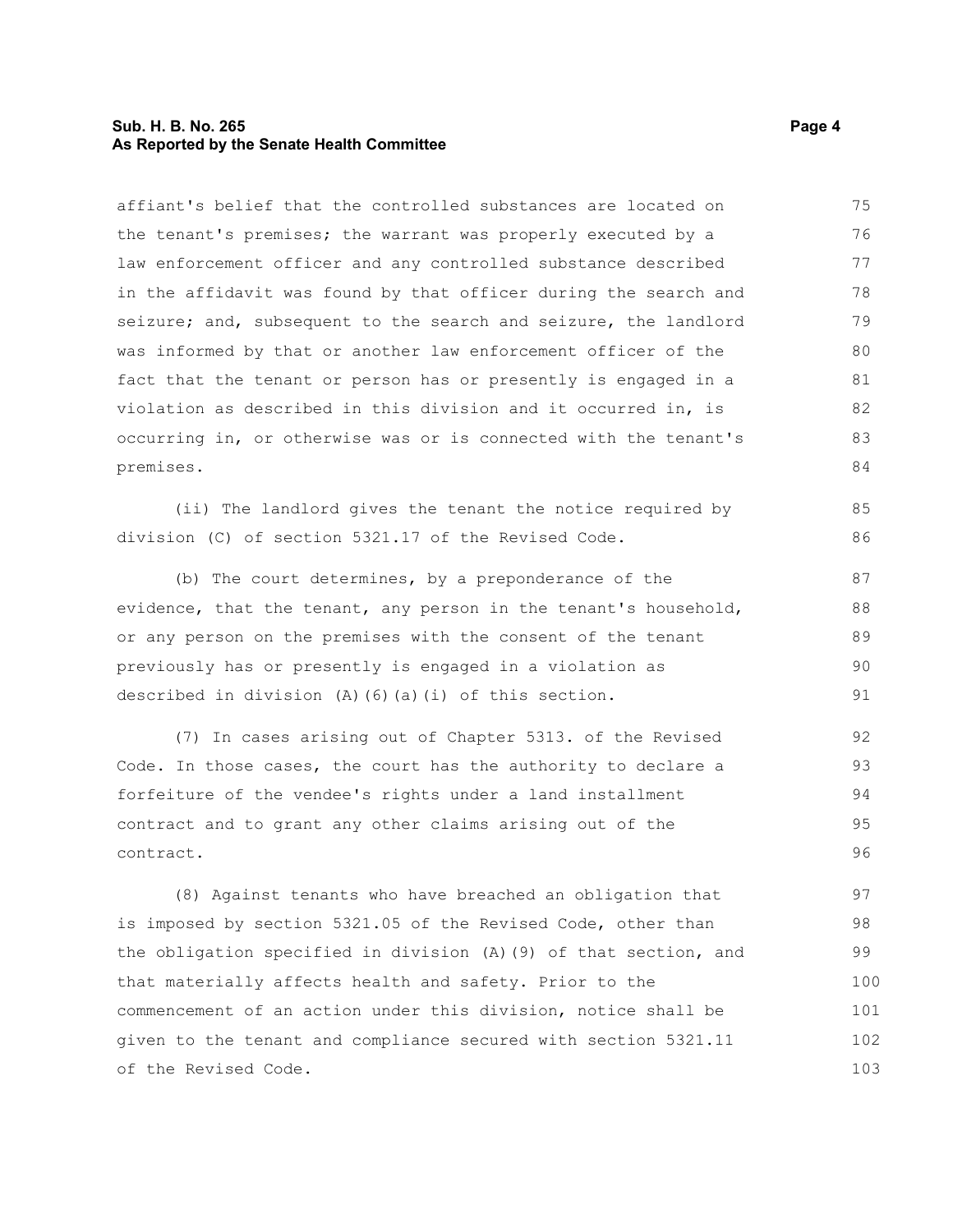affiant's belief that the controlled substances are located on the tenant's premises; the warrant was properly executed by a law enforcement officer and any controlled substance described in the affidavit was found by that officer during the search and seizure; and, subsequent to the search and seizure, the landlord was informed by that or another law enforcement officer of the fact that the tenant or person has or presently is engaged in a violation as described in this division and it occurred in, is occurring in, or otherwise was or is connected with the tenant's premises.

(ii) The landlord gives the tenant the notice required by division (C) of section 5321.17 of the Revised Code.

(b) The court determines, by a preponderance of the evidence, that the tenant, any person in the tenant's household, or any person on the premises with the consent of the tenant previously has or presently is engaged in a violation as described in division (A)(6)(a)(i) of this section.

(7) In cases arising out of Chapter 5313. of the Revised Code. In those cases, the court has the authority to declare a forfeiture of the vendee's rights under a land installment contract and to grant any other claims arising out of the contract.

(8) Against tenants who have breached an obligation that is imposed by section 5321.05 of the Revised Code, other than the obligation specified in division (A)(9) of that section, and that materially affects health and safety. Prior to the commencement of an action under this division, notice shall be given to the tenant and compliance secured with section 5321.11 of the Revised Code.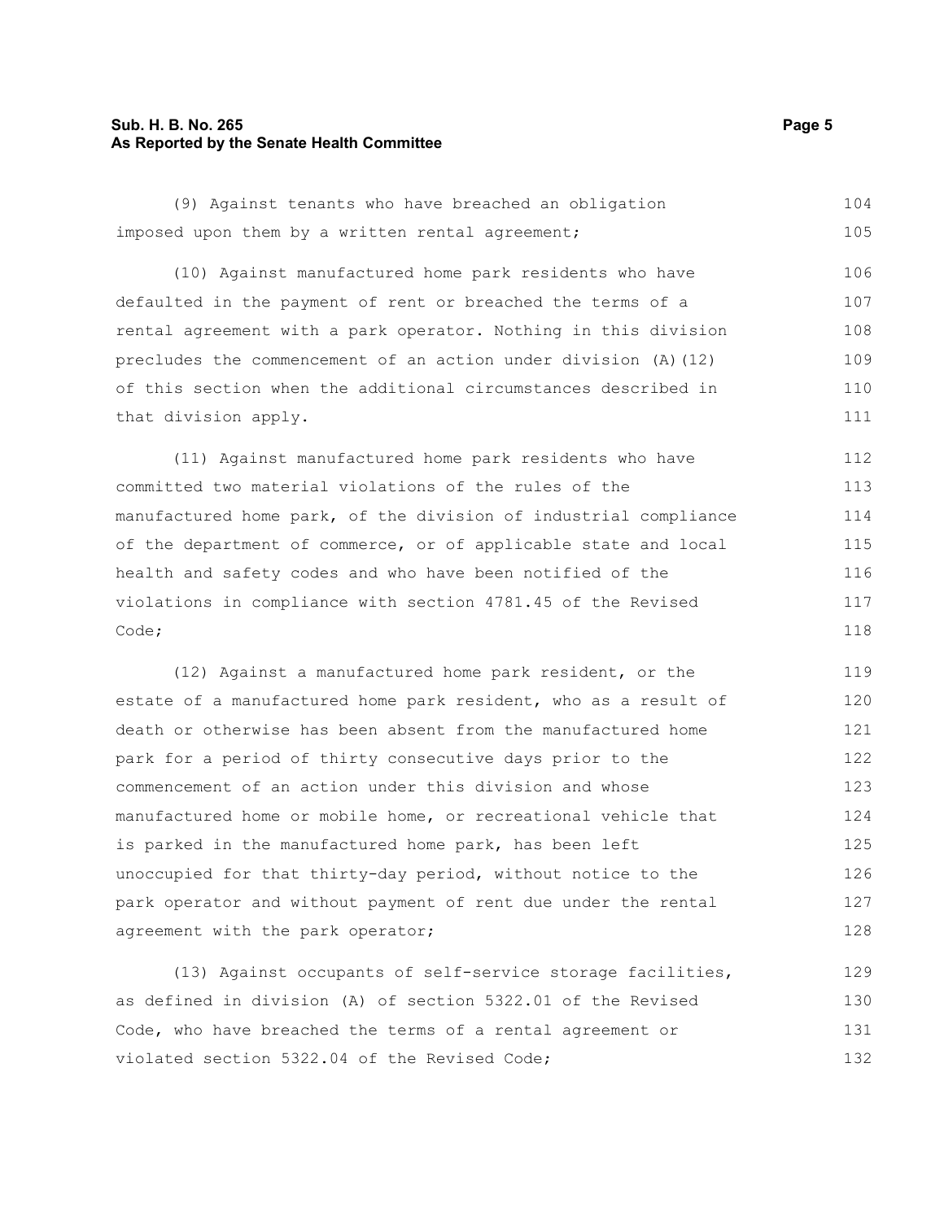(9) Against tenants who have breached an obligation imposed upon them by a written rental agreement;

(10) Against manufactured home park residents who have defaulted in the payment of rent or breached the terms of a rental agreement with a park operator. Nothing in this division precludes the commencement of an action under division (A)(12) of this section when the additional circumstances described in that division apply.

(11) Against manufactured home park residents who have committed two material violations of the rules of the manufactured home park, of the division of industrial compliance of the department of commerce, or of applicable state and local health and safety codes and who have been notified of the violations in compliance with section 4781.45 of the Revised Code;

(12) Against a manufactured home park resident, or the estate of a manufactured home park resident, who as a result of death or otherwise has been absent from the manufactured home park for a period of thirty consecutive days prior to the commencement of an action under this division and whose manufactured home or mobile home, or recreational vehicle that is parked in the manufactured home park, has been left unoccupied for that thirty-day period, without notice to the park operator and without payment of rent due under the rental agreement with the park operator;

(13) Against occupants of self-service storage facilities, as defined in division (A) of section 5322.01 of the Revised Code, who have breached the terms of a rental agreement or violated section 5322.04 of the Revised Code;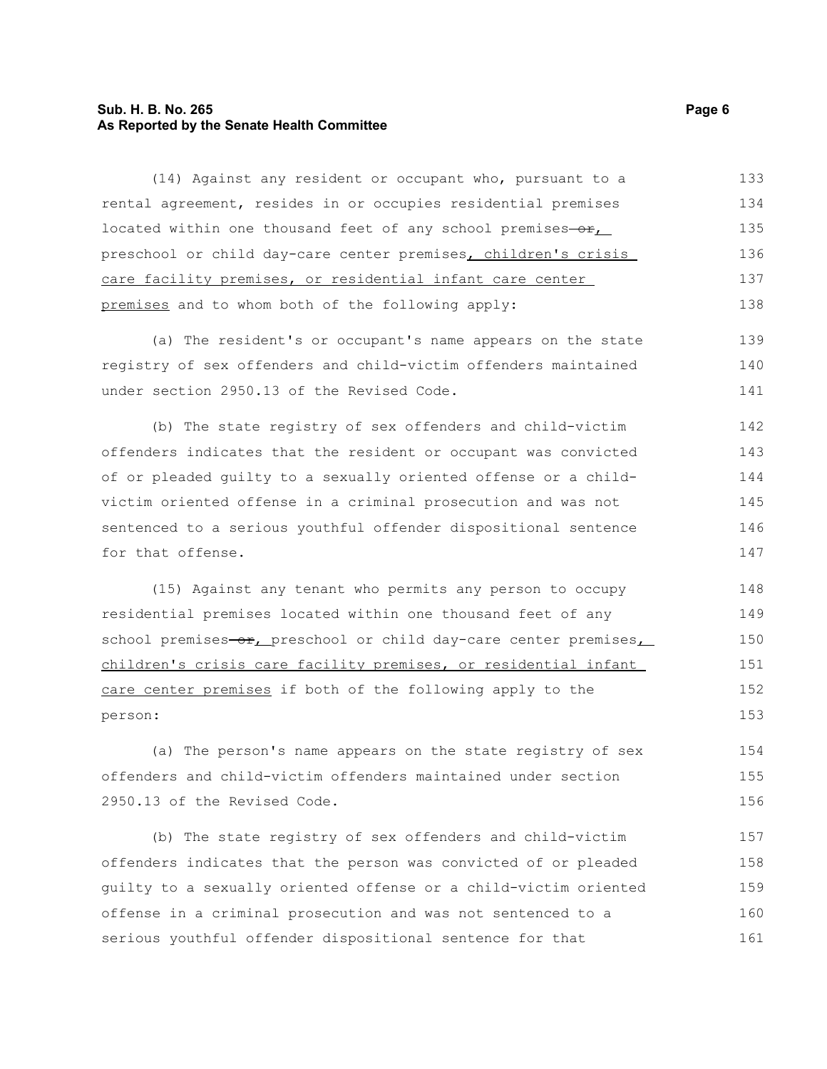(14) Against any resident or occupant who, pursuant to a rental agreement, resides in or occupies residential premises located within one thousand feet of any school premises ~~or~~, preschool or child day-care center premises, children's crisis care facility premises, or residential infant care center premises and to whom both of the following apply:

(a) The resident's or occupant's name appears on the state registry of sex offenders and child-victim offenders maintained under section 2950.13 of the Revised Code.

(b) The state registry of sex offenders and child-victim offenders indicates that the resident or occupant was convicted of or pleaded guilty to a sexually oriented offense or a child-victim oriented offense in a criminal prosecution and was not sentenced to a serious youthful offender dispositional sentence for that offense.

(15) Against any tenant who permits any person to occupy residential premises located within one thousand feet of any school premises ~~or~~, preschool or child day-care center premises, children's crisis care facility premises, or residential infant care center premises if both of the following apply to the person:

(a) The person's name appears on the state registry of sex offenders and child-victim offenders maintained under section 2950.13 of the Revised Code.

(b) The state registry of sex offenders and child-victim offenders indicates that the person was convicted of or pleaded guilty to a sexually oriented offense or a child-victim oriented offense in a criminal prosecution and was not sentenced to a serious youthful offender dispositional sentence for that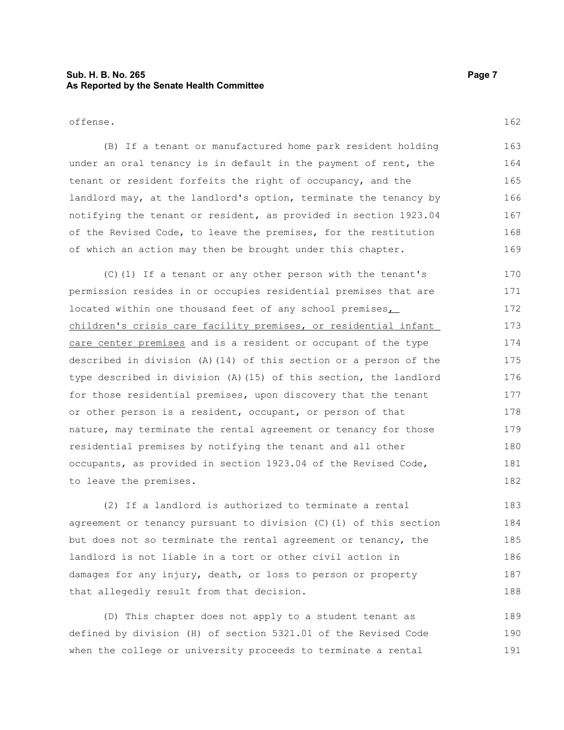offense.

(B) If a tenant or manufactured home park resident holding under an oral tenancy is in default in the payment of rent, the tenant or resident forfeits the right of occupancy, and the landlord may, at the landlord's option, terminate the tenancy by notifying the tenant or resident, as provided in section 1923.04 of the Revised Code, to leave the premises, for the restitution of which an action may then be brought under this chapter.

(C)(1) If a tenant or any other person with the tenant's permission resides in or occupies residential premises that are located within one thousand feet of any school premises, children's crisis care facility premises, or residential infant care center premises and is a resident or occupant of the type described in division (A)(14) of this section or a person of the type described in division (A)(15) of this section, the landlord for those residential premises, upon discovery that the tenant or other person is a resident, occupant, or person of that nature, may terminate the rental agreement or tenancy for those residential premises by notifying the tenant and all other occupants, as provided in section 1923.04 of the Revised Code, to leave the premises.

(2) If a landlord is authorized to terminate a rental agreement or tenancy pursuant to division (C)(1) of this section but does not so terminate the rental agreement or tenancy, the landlord is not liable in a tort or other civil action in damages for any injury, death, or loss to person or property that allegedly result from that decision.

(D) This chapter does not apply to a student tenant as defined by division (H) of section 5321.01 of the Revised Code when the college or university proceeds to terminate a rental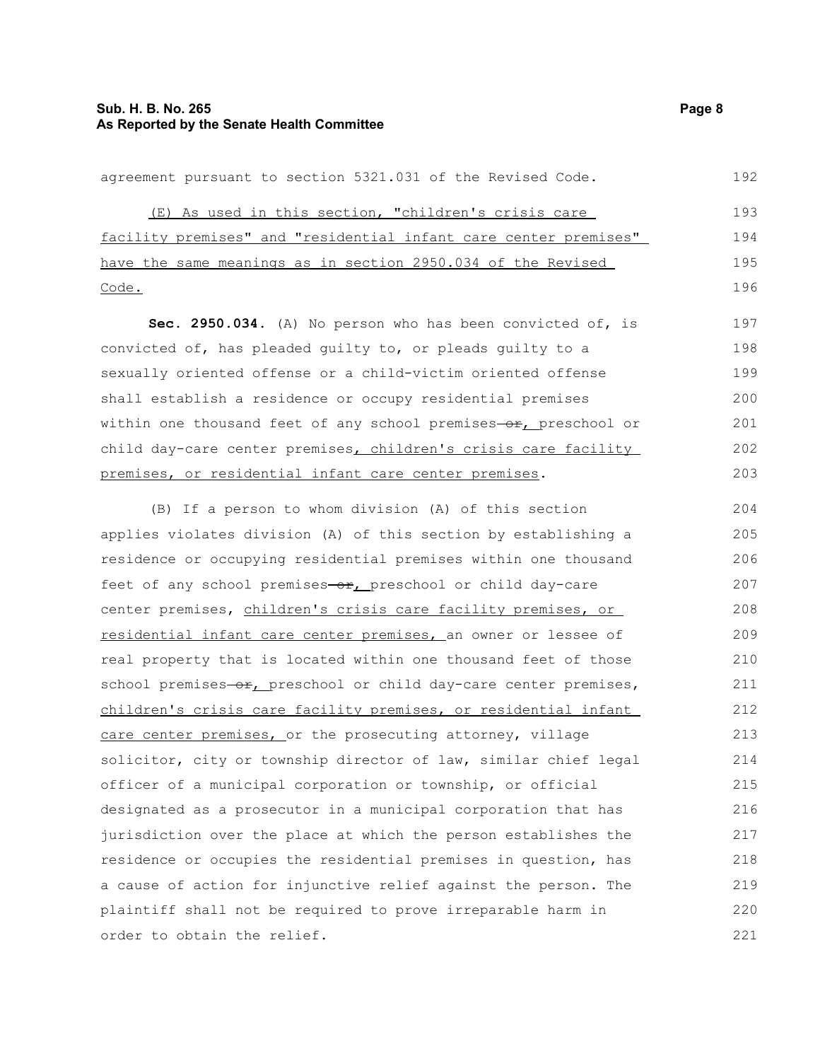agreement pursuant to section 5321.031 of the Revised Code.

(E) As used in this section, "children's crisis care facility premises" and "residential infant care center premises" have the same meanings as in section 2950.034 of the Revised Code.

**Sec. 2950.034.** (A) No person who has been convicted of, is convicted of, has pleaded guilty to, or pleads guilty to a sexually oriented offense or a child-victim oriented offense shall establish a residence or occupy residential premises within one thousand feet of any school premises ~~or~~, preschool or child day-care center premises, children's crisis care facility premises, or residential infant care center premises.

(B) If a person to whom division (A) of this section applies violates division (A) of this section by establishing a residence or occupying residential premises within one thousand feet of any school premises ~~or~~, preschool or child day-care center premises, children's crisis care facility premises, or residential infant care center premises, an owner or lessee of real property that is located within one thousand feet of those school premises ~~or~~, preschool or child day-care center premises, children's crisis care facility premises, or residential infant care center premises, or the prosecuting attorney, village solicitor, city or township director of law, similar chief legal officer of a municipal corporation or township, or official designated as a prosecutor in a municipal corporation that has jurisdiction over the place at which the person establishes the residence or occupies the residential premises in question, has a cause of action for injunctive relief against the person. The plaintiff shall not be required to prove irreparable harm in order to obtain the relief.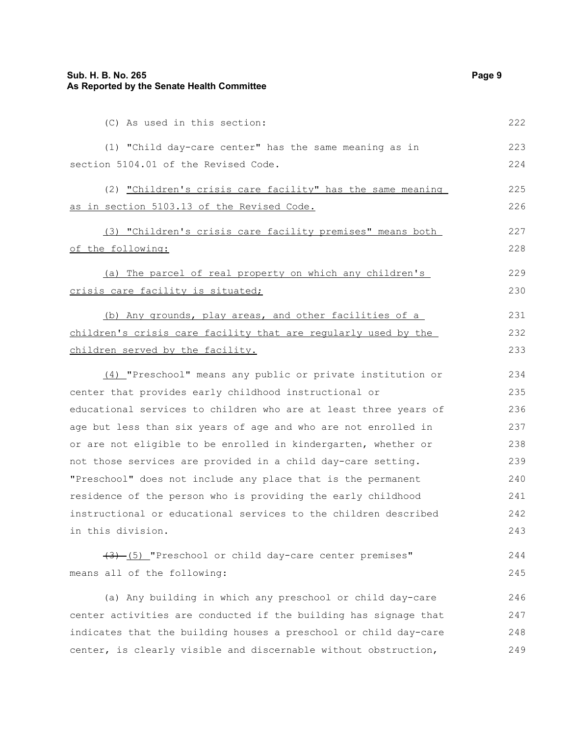(C) As used in this section:

(1) "Child day-care center" has the same meaning as in section 5104.01 of the Revised Code.

(2) "Children's crisis care facility" has the same meaning as in section 5103.13 of the Revised Code.

(3) "Children's crisis care facility premises" means both of the following:

(a) The parcel of real property on which any children's crisis care facility is situated;

(b) Any grounds, play areas, and other facilities of a children's crisis care facility that are regularly used by the children served by the facility.

(4) "Preschool" means any public or private institution or center that provides early childhood instructional or educational services to children who are at least three years of age but less than six years of age and who are not enrolled in or are not eligible to be enrolled in kindergarten, whether or not those services are provided in a child day-care setting. "Preschool" does not include any place that is the permanent residence of the person who is providing the early childhood instructional or educational services to the children described in this division.

~~(3)~~ (5) "Preschool or child day-care center premises" means all of the following:

(a) Any building in which any preschool or child day-care center activities are conducted if the building has signage that indicates that the building houses a preschool or child day-care center, is clearly visible and discernable without obstruction,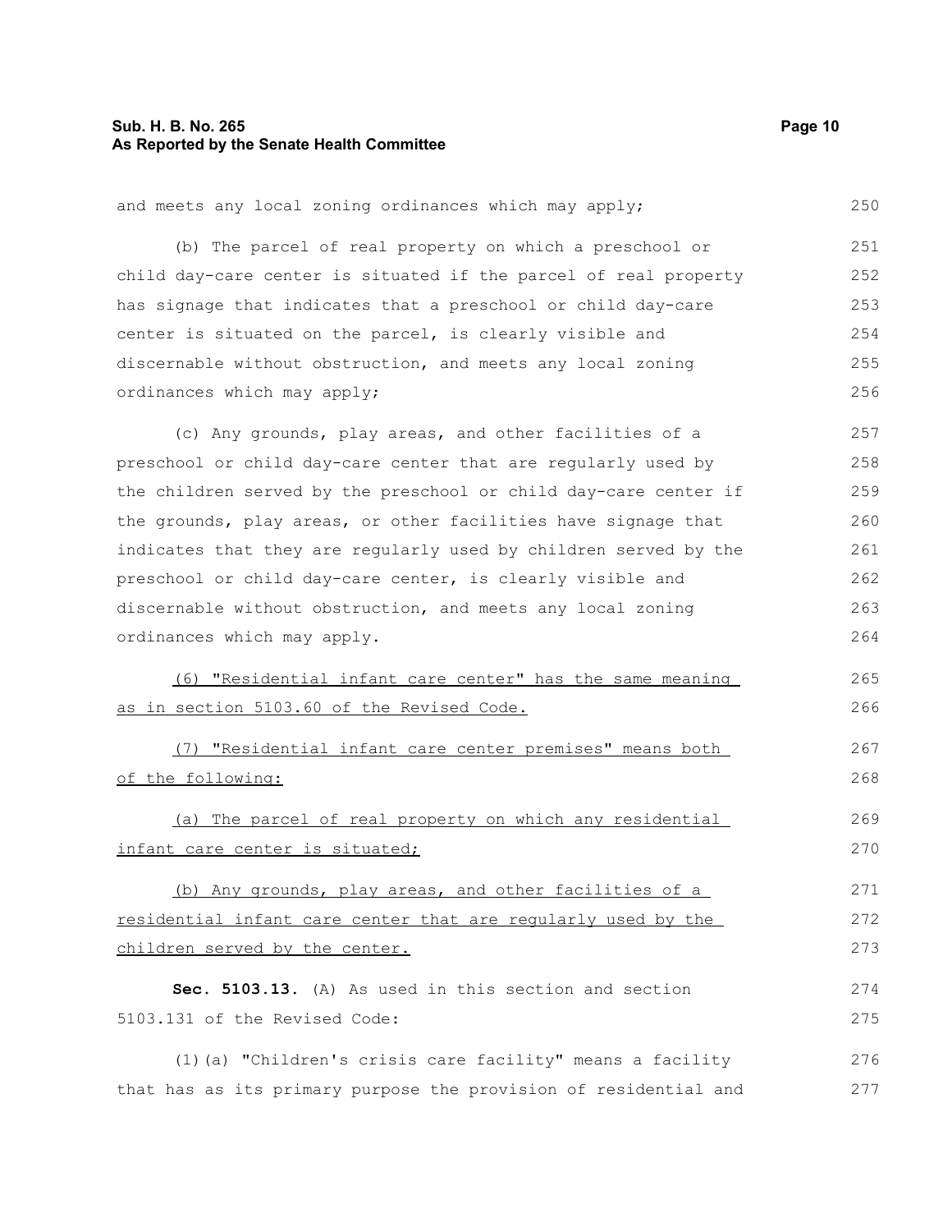and meets any local zoning ordinances which may apply;

(b) The parcel of real property on which a preschool or child day-care center is situated if the parcel of real property has signage that indicates that a preschool or child day-care center is situated on the parcel, is clearly visible and discernable without obstruction, and meets any local zoning ordinances which may apply;

(c) Any grounds, play areas, and other facilities of a preschool or child day-care center that are regularly used by the children served by the preschool or child day-care center if the grounds, play areas, or other facilities have signage that indicates that they are regularly used by children served by the preschool or child day-care center, is clearly visible and discernable without obstruction, and meets any local zoning ordinances which may apply.

(6) "Residential infant care center" has the same meaning as in section 5103.60 of the Revised Code.

(7) "Residential infant care center premises" means both of the following:

(a) The parcel of real property on which any residential infant care center is situated;

(b) Any grounds, play areas, and other facilities of a residential infant care center that are regularly used by the children served by the center.

**Sec. 5103.13.** (A) As used in this section and section 5103.131 of the Revised Code:

(1)(a) "Children's crisis care facility" means a facility that has as its primary purpose the provision of residential and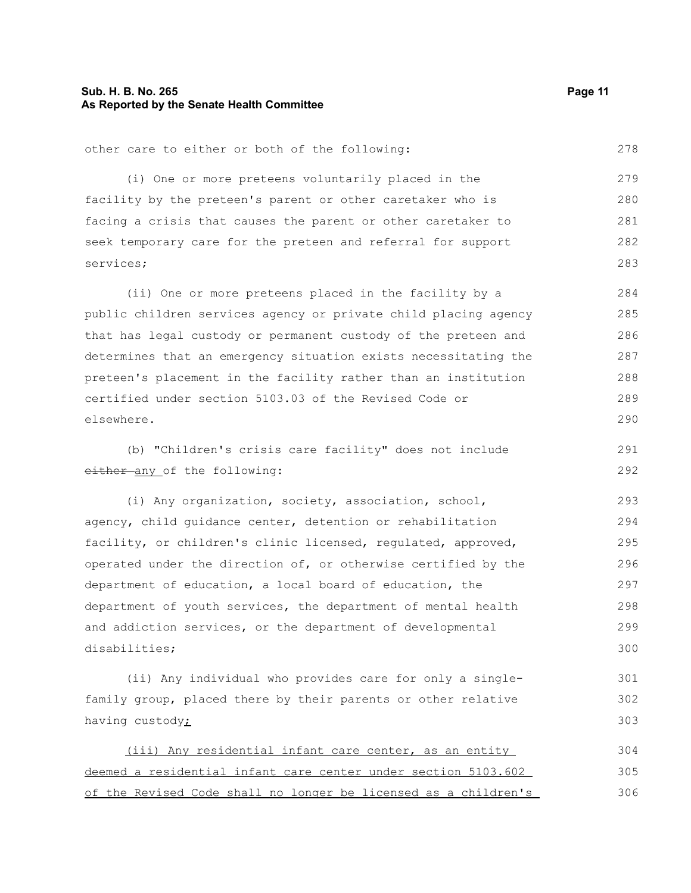other care to either or both of the following:

(i) One or more preteens voluntarily placed in the facility by the preteen's parent or other caretaker who is facing a crisis that causes the parent or other caretaker to seek temporary care for the preteen and referral for support services;

(ii) One or more preteens placed in the facility by a public children services agency or private child placing agency that has legal custody or permanent custody of the preteen and determines that an emergency situation exists necessitating the preteen's placement in the facility rather than an institution certified under section 5103.03 of the Revised Code or elsewhere.

(b) "Children's crisis care facility" does not include ~~either~~ any of the following:

(i) Any organization, society, association, school, agency, child guidance center, detention or rehabilitation facility, or children's clinic licensed, regulated, approved, operated under the direction of, or otherwise certified by the department of education, a local board of education, the department of youth services, the department of mental health and addiction services, or the department of developmental disabilities;

(ii) Any individual who provides care for only a single-family group, placed there by their parents or other relative having custody;

(iii) Any residential infant care center, as an entity deemed a residential infant care center under section 5103.602 of the Revised Code shall no longer be licensed as a children's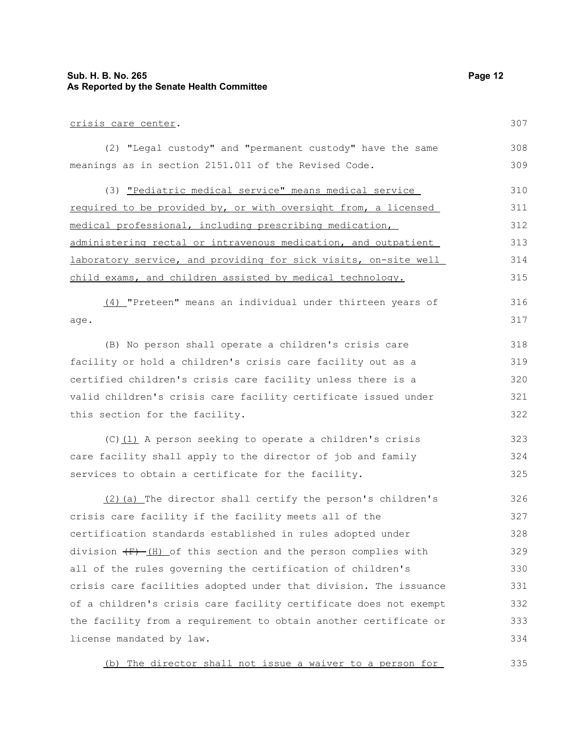crisis care center.

(2) "Legal custody" and "permanent custody" have the same meanings as in section 2151.011 of the Revised Code.

(3) "Pediatric medical service" means medical service required to be provided by, or with oversight from, a licensed medical professional, including prescribing medication, administering rectal or intravenous medication, and outpatient laboratory service, and providing for sick visits, on-site well child exams, and children assisted by medical technology.

(4) "Preteen" means an individual under thirteen years of age.

(B) No person shall operate a children's crisis care facility or hold a children's crisis care facility out as a certified children's crisis care facility unless there is a valid children's crisis care facility certificate issued under this section for the facility.

(C)(1) A person seeking to operate a children's crisis care facility shall apply to the director of job and family services to obtain a certificate for the facility.

(2)(a) The director shall certify the person's children's crisis care facility if the facility meets all of the certification standards established in rules adopted under division ~~(F)~~ (H) of this section and the person complies with all of the rules governing the certification of children's crisis care facilities adopted under that division. The issuance of a children's crisis care facility certificate does not exempt the facility from a requirement to obtain another certificate or license mandated by law.

(b) The director shall not issue a waiver to a person for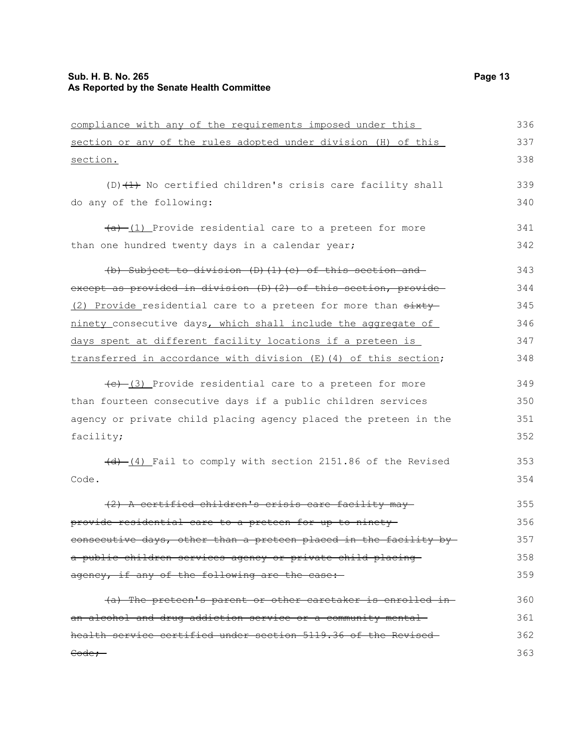<u>compliance with any of the requirements imposed under this section or any of the rules adopted under division (H) of this section.</u>

(D) ~~(1)~~ No certified children's crisis care facility shall do any of the following:

~~(a)~~ <u>(1)</u> Provide residential care to a preteen for more than one hundred twenty days in a calendar year;

~~(b) Subject to division (D)(1)(c) of this section and except as provided in division (D)(2) of this section, provide~~ <u>(2) Provide</u> residential care to a preteen for more than ~~sixty~~ <u>ninety</u> consecutive days<u>, which shall include the aggregate of days spent at different facility locations if a preteen is transferred in accordance with division (E)(4) of this section</u>;

~~(c)~~ <u>(3)</u> Provide residential care to a preteen for more than fourteen consecutive days if a public children services agency or private child placing agency placed the preteen in the facility;

~~(d)~~ <u>(4)</u> Fail to comply with section 2151.86 of the Revised Code.

~~(2) A certified children's crisis care facility may provide residential care to a preteen for up to ninety consecutive days, other than a preteen placed in the facility by a public children services agency or private child placing agency, if any of the following are the case:~~

~~(a) The preteen's parent or other caretaker is enrolled in an alcohol and drug addiction service or a community mental health service certified under section 5119.36 of the Revised Code;~~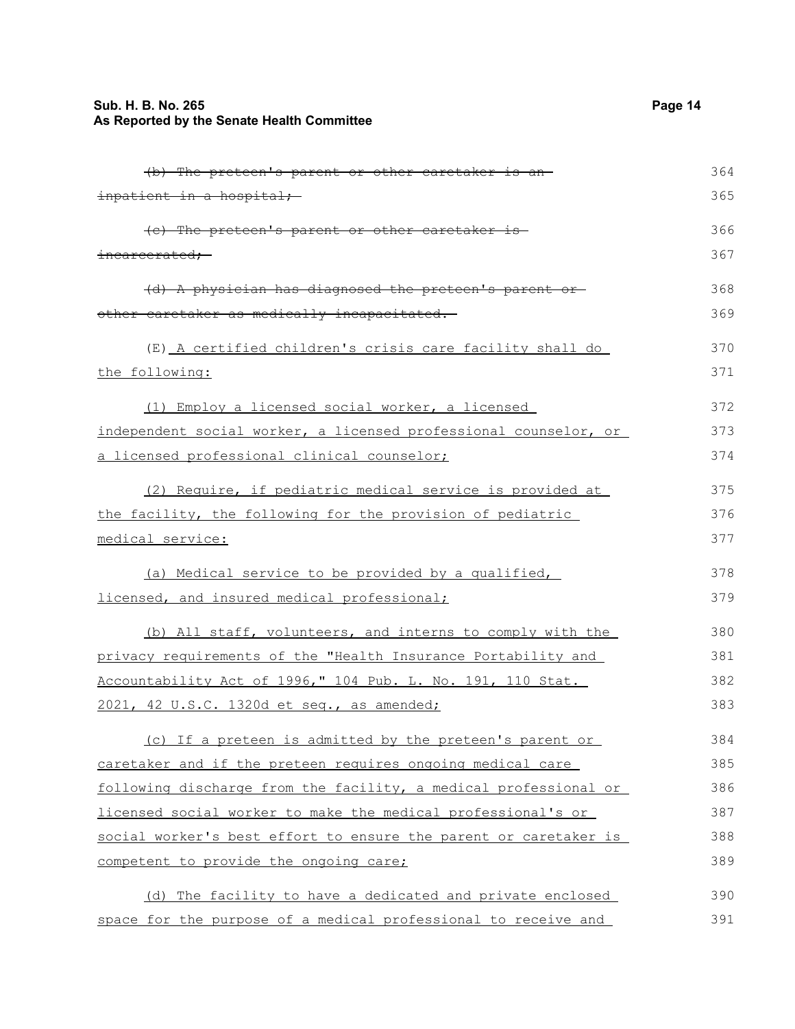~~(b) The preteen's parent or other caretaker is an inpatient in a hospital;~~

~~(c) The preteen's parent or other caretaker is incarcerated;~~

~~(d) A physician has diagnosed the preteen's parent or other caretaker as medically incapacitated.~~

(E) A certified children's crisis care facility shall do the following:

(1) Employ a licensed social worker, a licensed independent social worker, a licensed professional counselor, or a licensed professional clinical counselor;

(2) Require, if pediatric medical service is provided at the facility, the following for the provision of pediatric medical service:

(a) Medical service to be provided by a qualified, licensed, and insured medical professional;

(b) All staff, volunteers, and interns to comply with the privacy requirements of the "Health Insurance Portability and Accountability Act of 1996," 104 Pub. L. No. 191, 110 Stat. 2021, 42 U.S.C. 1320d et seq., as amended;

(c) If a preteen is admitted by the preteen's parent or caretaker and if the preteen requires ongoing medical care following discharge from the facility, a medical professional or licensed social worker to make the medical professional's or social worker's best effort to ensure the parent or caretaker is competent to provide the ongoing care;

(d) The facility to have a dedicated and private enclosed space for the purpose of a medical professional to receive and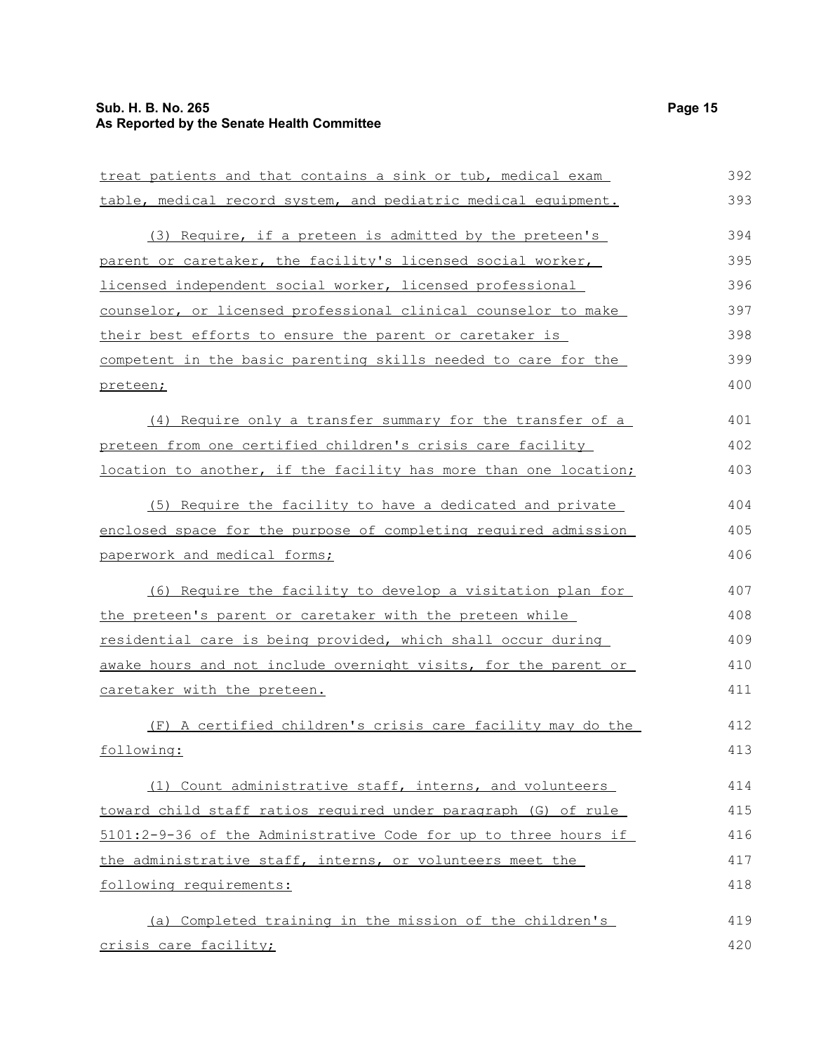treat patients and that contains a sink or tub, medical exam table, medical record system, and pediatric medical equipment.

(3) Require, if a preteen is admitted by the preteen's parent or caretaker, the facility's licensed social worker, licensed independent social worker, licensed professional counselor, or licensed professional clinical counselor to make their best efforts to ensure the parent or caretaker is competent in the basic parenting skills needed to care for the preteen;

(4) Require only a transfer summary for the transfer of a preteen from one certified children's crisis care facility location to another, if the facility has more than one location;

(5) Require the facility to have a dedicated and private enclosed space for the purpose of completing required admission paperwork and medical forms;

(6) Require the facility to develop a visitation plan for the preteen's parent or caretaker with the preteen while residential care is being provided, which shall occur during awake hours and not include overnight visits, for the parent or caretaker with the preteen.

(F) A certified children's crisis care facility may do the following:

(1) Count administrative staff, interns, and volunteers toward child staff ratios required under paragraph (G) of rule 5101:2-9-36 of the Administrative Code for up to three hours if the administrative staff, interns, or volunteers meet the following requirements:

(a) Completed training in the mission of the children's crisis care facility;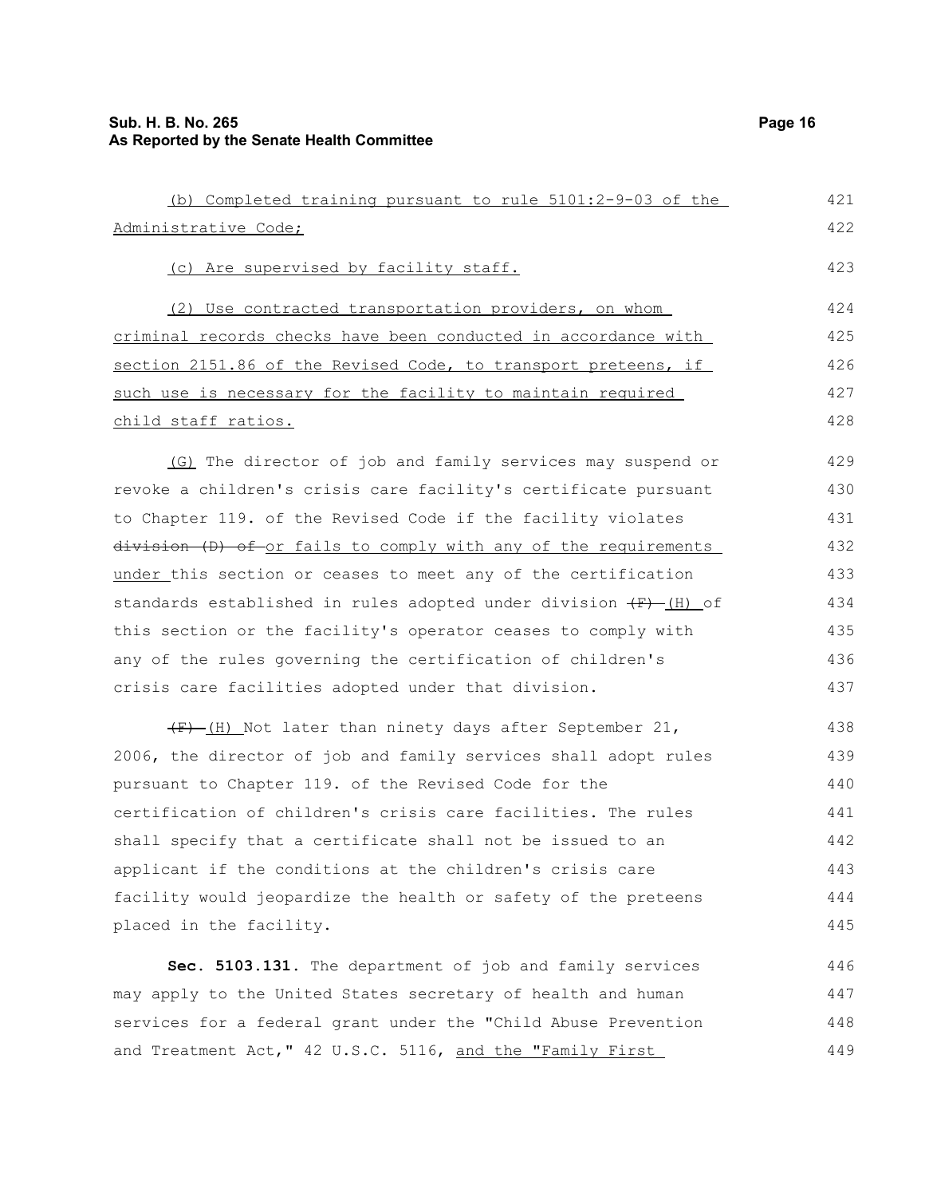(b) Completed training pursuant to rule 5101:2-9-03 of the Administrative Code;

(c) Are supervised by facility staff.

(2) Use contracted transportation providers, on whom criminal records checks have been conducted in accordance with section 2151.86 of the Revised Code, to transport preteens, if such use is necessary for the facility to maintain required child staff ratios.

(G) The director of job and family services may suspend or revoke a children's crisis care facility's certificate pursuant to Chapter 119. of the Revised Code if the facility violates ~~division (D) of~~ or fails to comply with any of the requirements under this section or ceases to meet any of the certification standards established in rules adopted under division ~~(F)~~ (H) of this section or the facility's operator ceases to comply with any of the rules governing the certification of children's crisis care facilities adopted under that division.

~~(F)~~ (H) Not later than ninety days after September 21, 2006, the director of job and family services shall adopt rules pursuant to Chapter 119. of the Revised Code for the certification of children's crisis care facilities. The rules shall specify that a certificate shall not be issued to an applicant if the conditions at the children's crisis care facility would jeopardize the health or safety of the preteens placed in the facility.

**Sec. 5103.131.** The department of job and family services may apply to the United States secretary of health and human services for a federal grant under the "Child Abuse Prevention and Treatment Act," 42 U.S.C. 5116, and the "Family First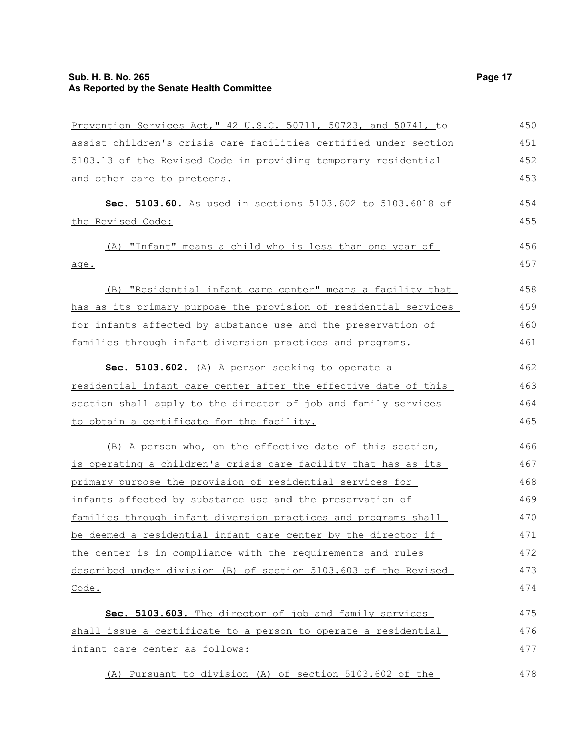Prevention Services Act," 42 U.S.C. 50711, 50723, and 50741, to assist children's crisis care facilities certified under section 5103.13 of the Revised Code in providing temporary residential and other care to preteens.

**Sec. 5103.60.** As used in sections 5103.602 to 5103.6018 of the Revised Code:

(A) "Infant" means a child who is less than one year of age.

(B) "Residential infant care center" means a facility that has as its primary purpose the provision of residential services for infants affected by substance use and the preservation of families through infant diversion practices and programs.

**Sec. 5103.602.** (A) A person seeking to operate a residential infant care center after the effective date of this section shall apply to the director of job and family services to obtain a certificate for the facility.

(B) A person who, on the effective date of this section, is operating a children's crisis care facility that has as its primary purpose the provision of residential services for infants affected by substance use and the preservation of families through infant diversion practices and programs shall be deemed a residential infant care center by the director if the center is in compliance with the requirements and rules described under division (B) of section 5103.603 of the Revised Code.

**Sec. 5103.603.** The director of job and family services shall issue a certificate to a person to operate a residential infant care center as follows:

(A) Pursuant to division (A) of section 5103.602 of the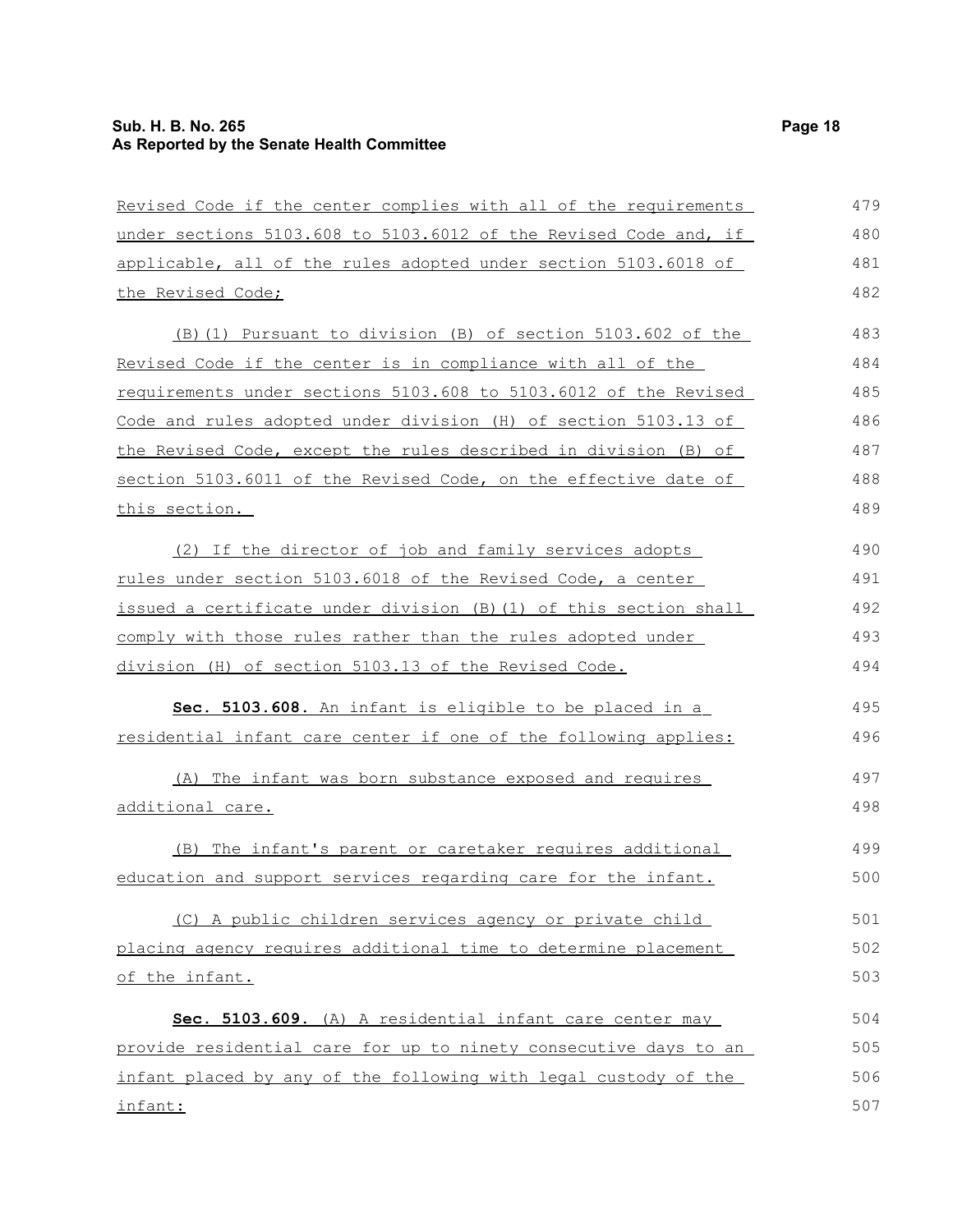Revised Code if the center complies with all of the requirements under sections 5103.608 to 5103.6012 of the Revised Code and, if applicable, all of the rules adopted under section 5103.6018 of the Revised Code;

(B)(1) Pursuant to division (B) of section 5103.602 of the Revised Code if the center is in compliance with all of the requirements under sections 5103.608 to 5103.6012 of the Revised Code and rules adopted under division (H) of section 5103.13 of the Revised Code, except the rules described in division (B) of section 5103.6011 of the Revised Code, on the effective date of this section.

(2) If the director of job and family services adopts rules under section 5103.6018 of the Revised Code, a center issued a certificate under division (B)(1) of this section shall comply with those rules rather than the rules adopted under division (H) of section 5103.13 of the Revised Code.

**Sec. 5103.608.** An infant is eligible to be placed in a residential infant care center if one of the following applies:

(A) The infant was born substance exposed and requires additional care.

(B) The infant's parent or caretaker requires additional education and support services regarding care for the infant.

(C) A public children services agency or private child placing agency requires additional time to determine placement of the infant.

**Sec. 5103.609.** (A) A residential infant care center may provide residential care for up to ninety consecutive days to an infant placed by any of the following with legal custody of the infant: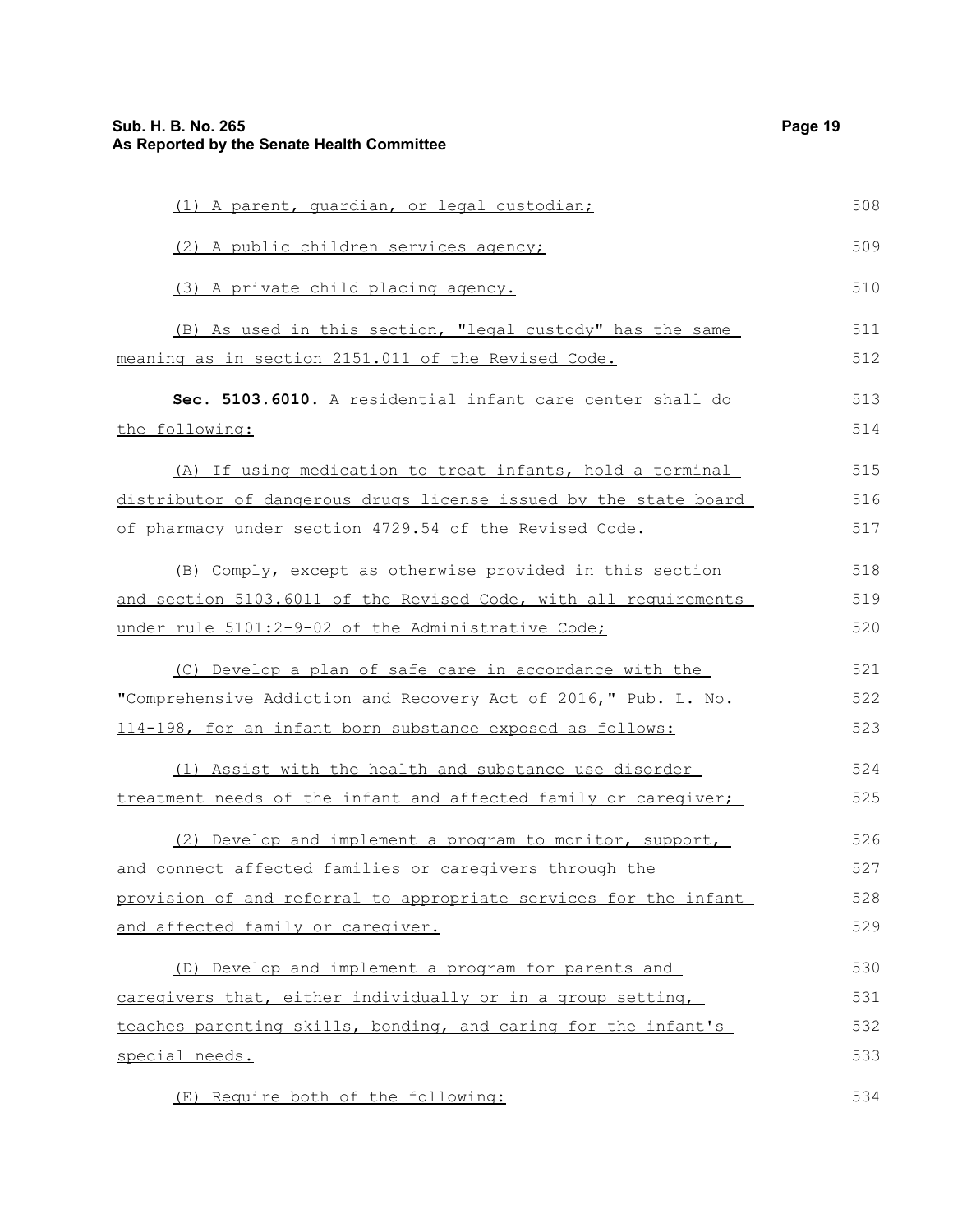(1) A parent, guardian, or legal custodian;

(2) A public children services agency;

(3) A private child placing agency.

(B) As used in this section, "legal custody" has the same meaning as in section 2151.011 of the Revised Code.

**Sec. 5103.6010.** A residential infant care center shall do the following:

(A) If using medication to treat infants, hold a terminal distributor of dangerous drugs license issued by the state board of pharmacy under section 4729.54 of the Revised Code.

(B) Comply, except as otherwise provided in this section and section 5103.6011 of the Revised Code, with all requirements under rule 5101:2-9-02 of the Administrative Code;

(C) Develop a plan of safe care in accordance with the "Comprehensive Addiction and Recovery Act of 2016," Pub. L. No. 114-198, for an infant born substance exposed as follows:

(1) Assist with the health and substance use disorder treatment needs of the infant and affected family or caregiver;

(2) Develop and implement a program to monitor, support, and connect affected families or caregivers through the provision of and referral to appropriate services for the infant and affected family or caregiver.

(D) Develop and implement a program for parents and caregivers that, either individually or in a group setting, teaches parenting skills, bonding, and caring for the infant's special needs.

(E) Require both of the following: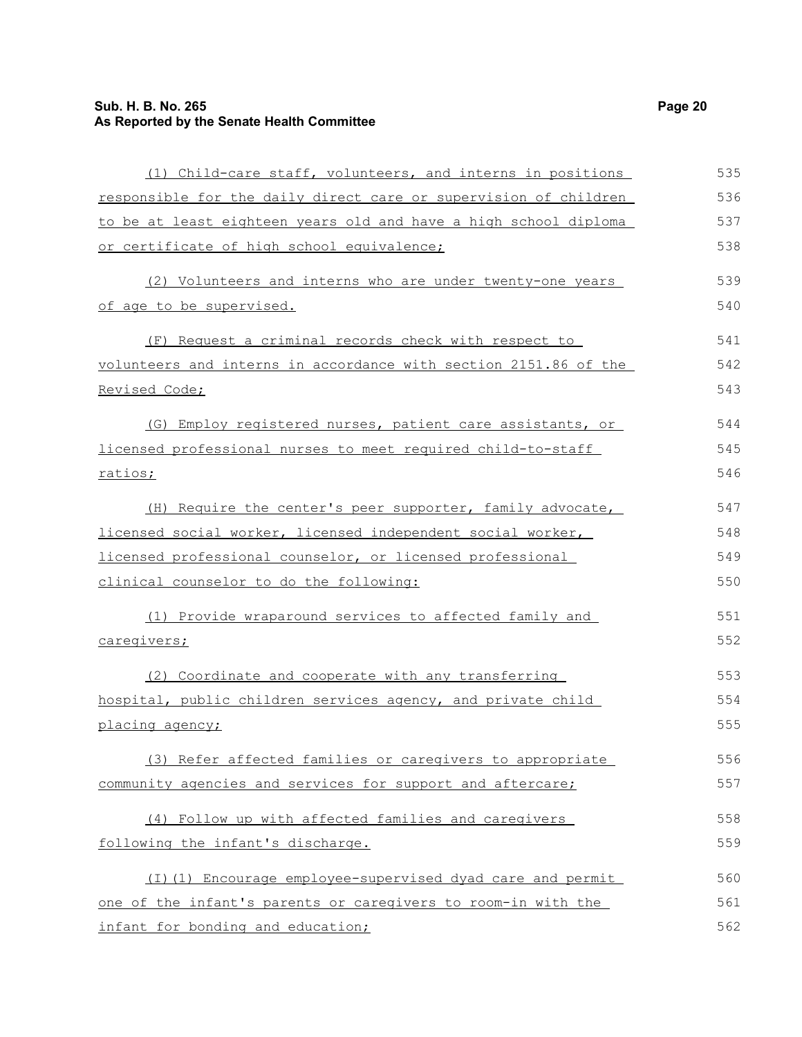(1) Child-care staff, volunteers, and interns in positions responsible for the daily direct care or supervision of children to be at least eighteen years old and have a high school diploma or certificate of high school equivalence;

(2) Volunteers and interns who are under twenty-one years of age to be supervised.

(F) Request a criminal records check with respect to volunteers and interns in accordance with section 2151.86 of the Revised Code;

(G) Employ registered nurses, patient care assistants, or licensed professional nurses to meet required child-to-staff ratios;

(H) Require the center's peer supporter, family advocate, licensed social worker, licensed independent social worker, licensed professional counselor, or licensed professional clinical counselor to do the following:

(1) Provide wraparound services to affected family and caregivers;

(2) Coordinate and cooperate with any transferring hospital, public children services agency, and private child placing agency;

(3) Refer affected families or caregivers to appropriate community agencies and services for support and aftercare;

(4) Follow up with affected families and caregivers following the infant's discharge.

(I)(1) Encourage employee-supervised dyad care and permit one of the infant's parents or caregivers to room-in with the infant for bonding and education;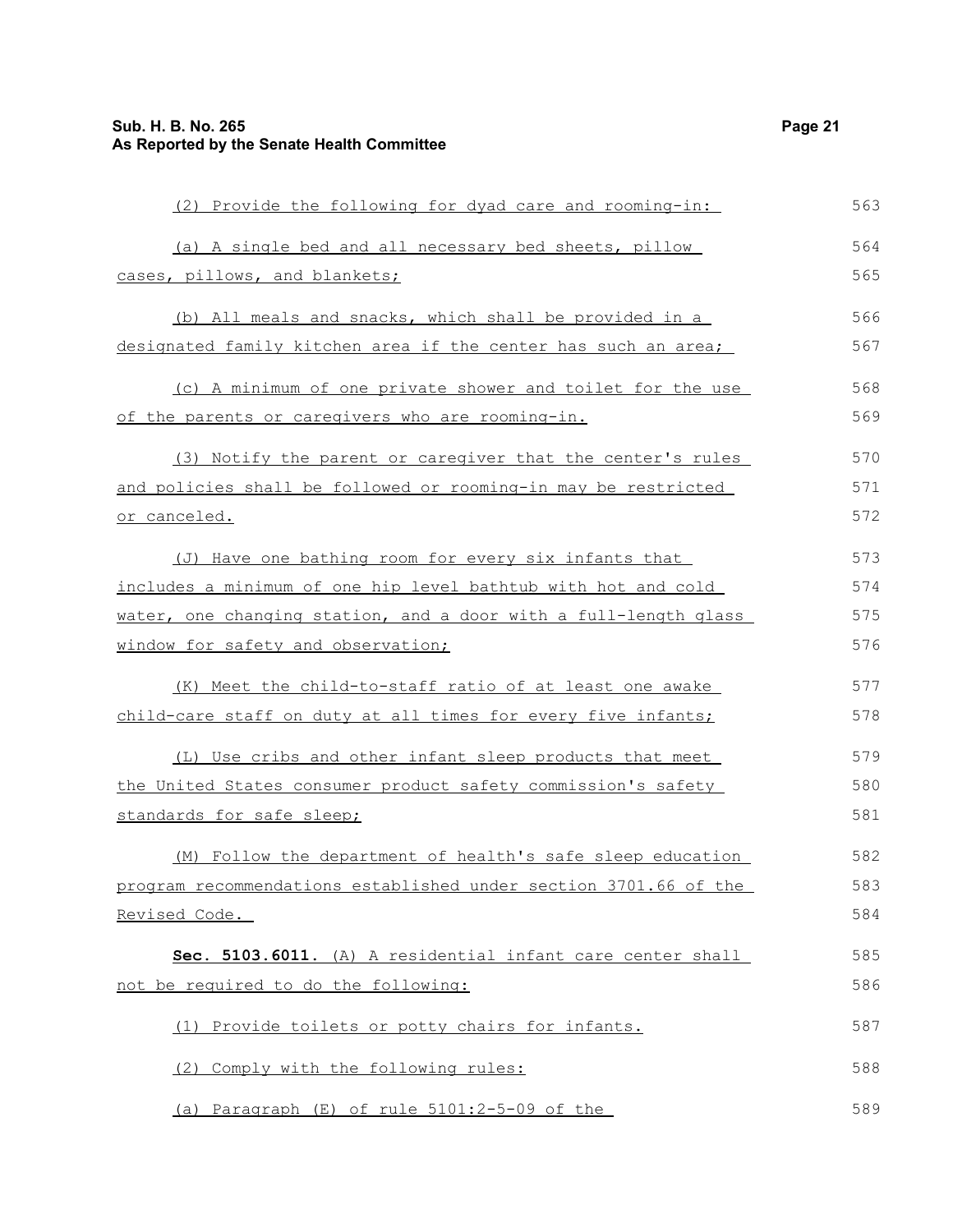(2) Provide the following for dyad care and rooming-in:

(a) A single bed and all necessary bed sheets, pillow cases, pillows, and blankets;

(b) All meals and snacks, which shall be provided in a designated family kitchen area if the center has such an area;

(c) A minimum of one private shower and toilet for the use of the parents or caregivers who are rooming-in.

(3) Notify the parent or caregiver that the center's rules and policies shall be followed or rooming-in may be restricted or canceled.

(J) Have one bathing room for every six infants that includes a minimum of one hip level bathtub with hot and cold water, one changing station, and a door with a full-length glass window for safety and observation;

(K) Meet the child-to-staff ratio of at least one awake child-care staff on duty at all times for every five infants;

(L) Use cribs and other infant sleep products that meet the United States consumer product safety commission's safety standards for safe sleep;

(M) Follow the department of health's safe sleep education program recommendations established under section 3701.66 of the Revised Code.

**Sec. 5103.6011.** (A) A residential infant care center shall not be required to do the following:

(1) Provide toilets or potty chairs for infants.

(2) Comply with the following rules:

(a) Paragraph (E) of rule 5101:2-5-09 of the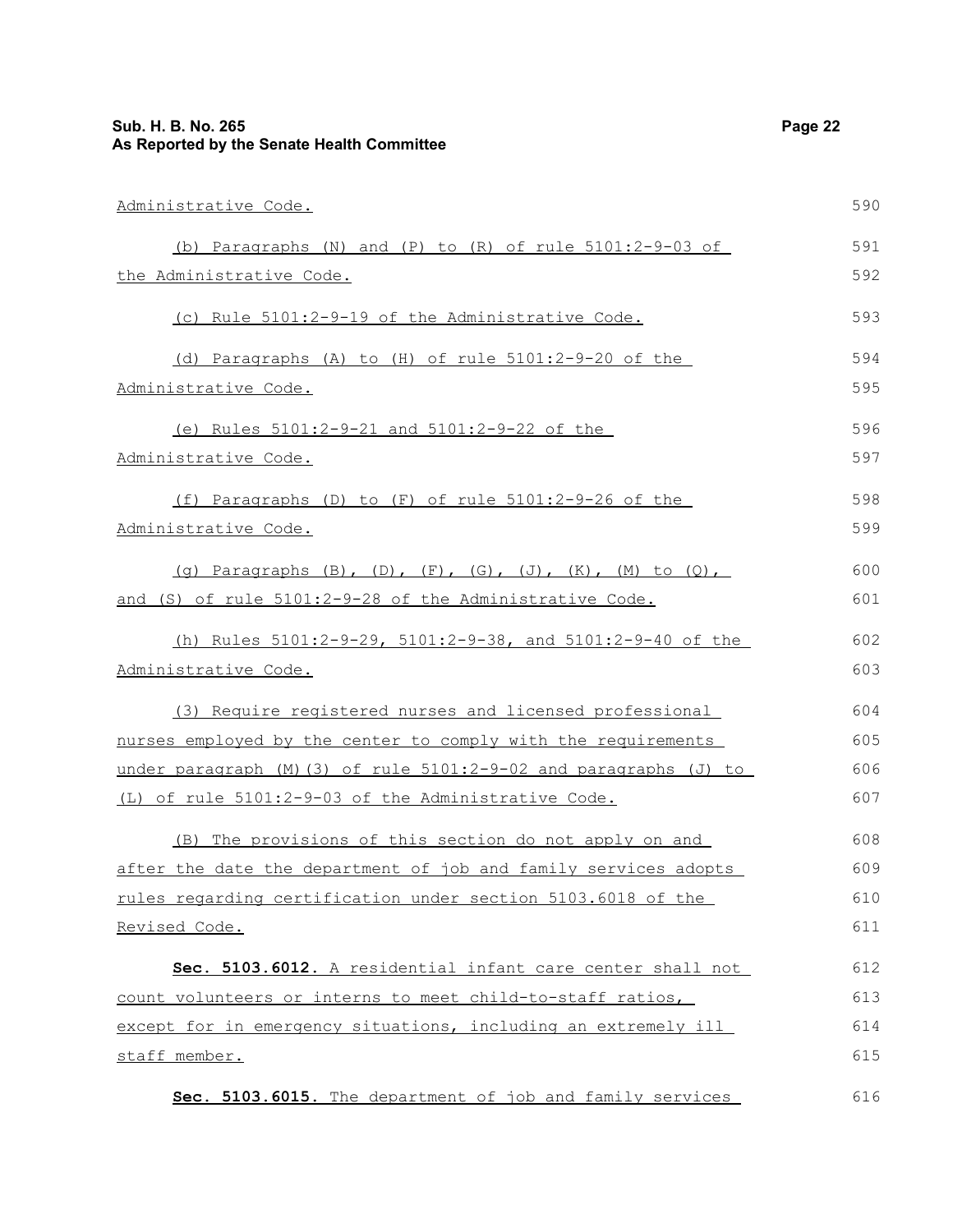Administrative Code.

(b) Paragraphs (N) and (P) to (R) of rule 5101:2-9-03 of the Administrative Code.

(c) Rule 5101:2-9-19 of the Administrative Code.

(d) Paragraphs (A) to (H) of rule 5101:2-9-20 of the Administrative Code.

(e) Rules 5101:2-9-21 and 5101:2-9-22 of the Administrative Code.

(f) Paragraphs (D) to (F) of rule 5101:2-9-26 of the Administrative Code.

(g) Paragraphs (B), (D), (F), (G), (J), (K), (M) to (Q), and (S) of rule 5101:2-9-28 of the Administrative Code.

(h) Rules 5101:2-9-29, 5101:2-9-38, and 5101:2-9-40 of the Administrative Code.

(3) Require registered nurses and licensed professional nurses employed by the center to comply with the requirements under paragraph (M)(3) of rule 5101:2-9-02 and paragraphs (J) to (L) of rule 5101:2-9-03 of the Administrative Code.

(B) The provisions of this section do not apply on and after the date the department of job and family services adopts rules regarding certification under section 5103.6018 of the Revised Code.

**Sec. 5103.6012.** A residential infant care center shall not count volunteers or interns to meet child-to-staff ratios, except for in emergency situations, including an extremely ill staff member.

**Sec. 5103.6015.** The department of job and family services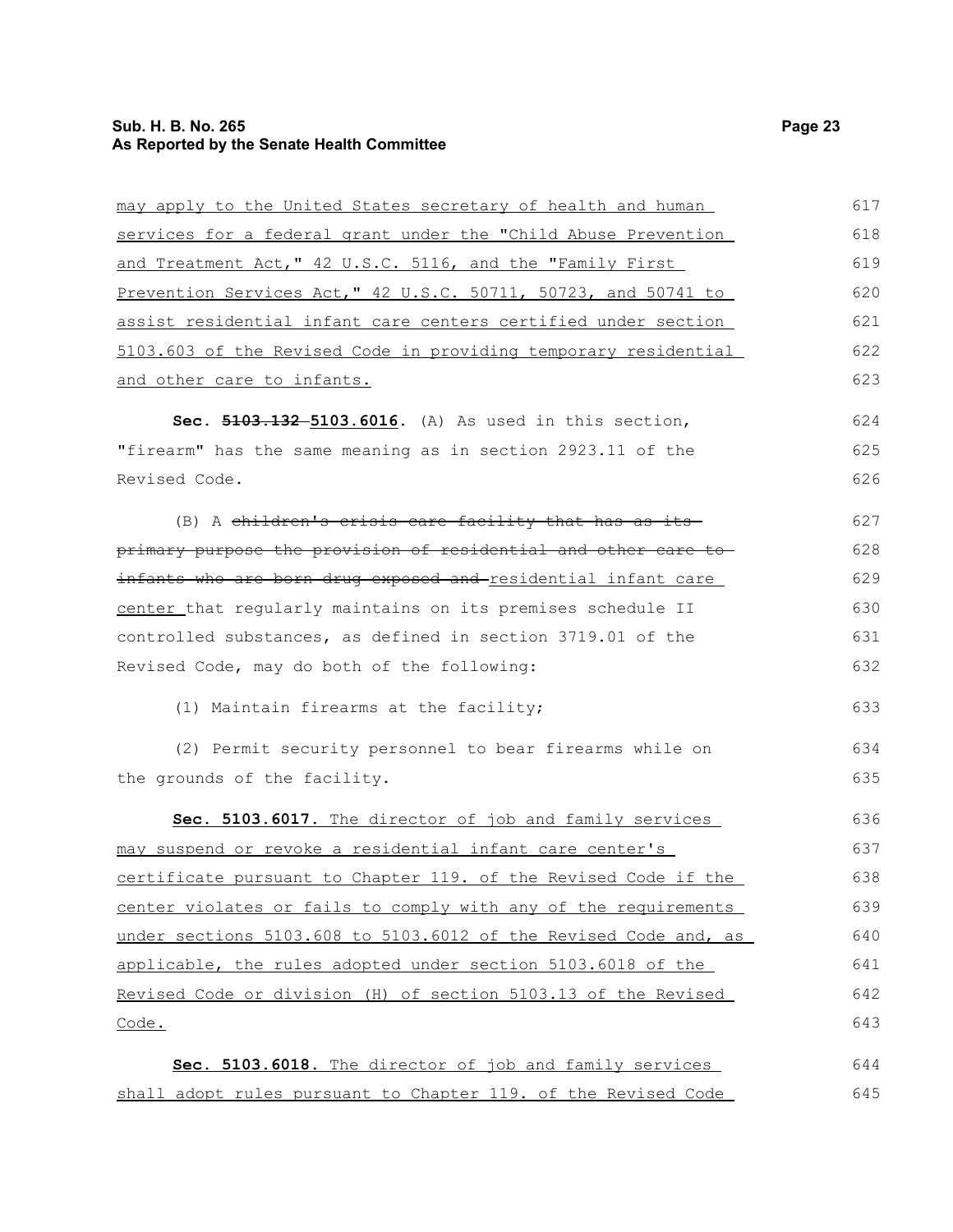may apply to the United States secretary of health and human services for a federal grant under the "Child Abuse Prevention and Treatment Act," 42 U.S.C. 5116, and the "Family First Prevention Services Act," 42 U.S.C. 50711, 50723, and 50741 to assist residential infant care centers certified under section 5103.603 of the Revised Code in providing temporary residential and other care to infants.

**Sec. ~~5103.132~~ 5103.6016.** (A) As used in this section, "firearm" has the same meaning as in section 2923.11 of the Revised Code.

(B) A ~~children's crisis care facility that has as its primary purpose the provision of residential and other care to infants who are born drug exposed and~~ residential infant care center that regularly maintains on its premises schedule II controlled substances, as defined in section 3719.01 of the Revised Code, may do both of the following:

(1) Maintain firearms at the facility;

(2) Permit security personnel to bear firearms while on the grounds of the facility.

**Sec. 5103.6017.** The director of job and family services may suspend or revoke a residential infant care center's certificate pursuant to Chapter 119. of the Revised Code if the center violates or fails to comply with any of the requirements under sections 5103.608 to 5103.6012 of the Revised Code and, as applicable, the rules adopted under section 5103.6018 of the Revised Code or division (H) of section 5103.13 of the Revised Code.

**Sec. 5103.6018.** The director of job and family services shall adopt rules pursuant to Chapter 119. of the Revised Code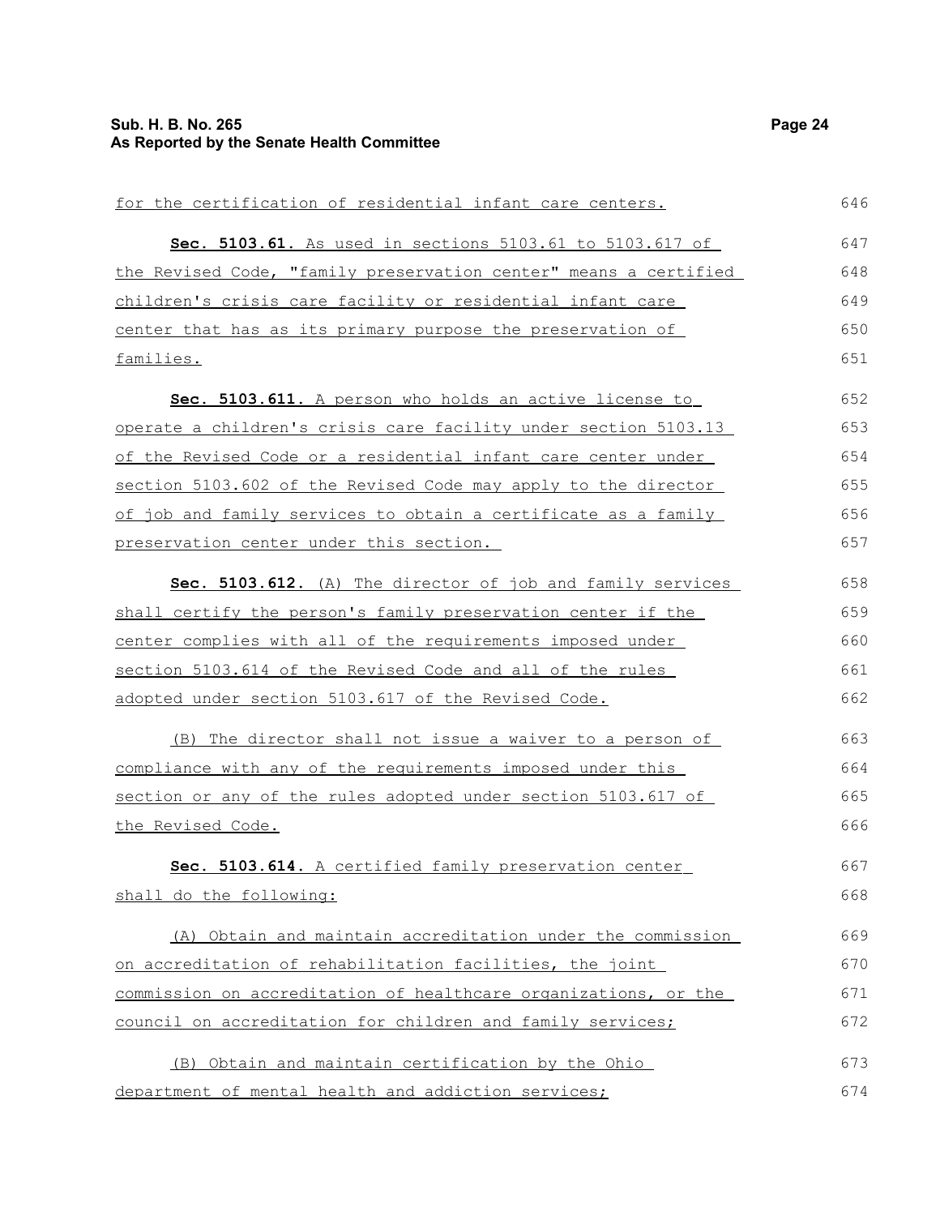for the certification of residential infant care centers.

**Sec. 5103.61.** As used in sections 5103.61 to 5103.617 of the Revised Code, "family preservation center" means a certified children's crisis care facility or residential infant care center that has as its primary purpose the preservation of families.

**Sec. 5103.611.** A person who holds an active license to operate a children's crisis care facility under section 5103.13 of the Revised Code or a residential infant care center under section 5103.602 of the Revised Code may apply to the director of job and family services to obtain a certificate as a family preservation center under this section.

**Sec. 5103.612.** (A) The director of job and family services shall certify the person's family preservation center if the center complies with all of the requirements imposed under section 5103.614 of the Revised Code and all of the rules adopted under section 5103.617 of the Revised Code.

(B) The director shall not issue a waiver to a person of compliance with any of the requirements imposed under this section or any of the rules adopted under section 5103.617 of the Revised Code.

**Sec. 5103.614.** A certified family preservation center shall do the following:

(A) Obtain and maintain accreditation under the commission on accreditation of rehabilitation facilities, the joint commission on accreditation of healthcare organizations, or the council on accreditation for children and family services;

(B) Obtain and maintain certification by the Ohio department of mental health and addiction services;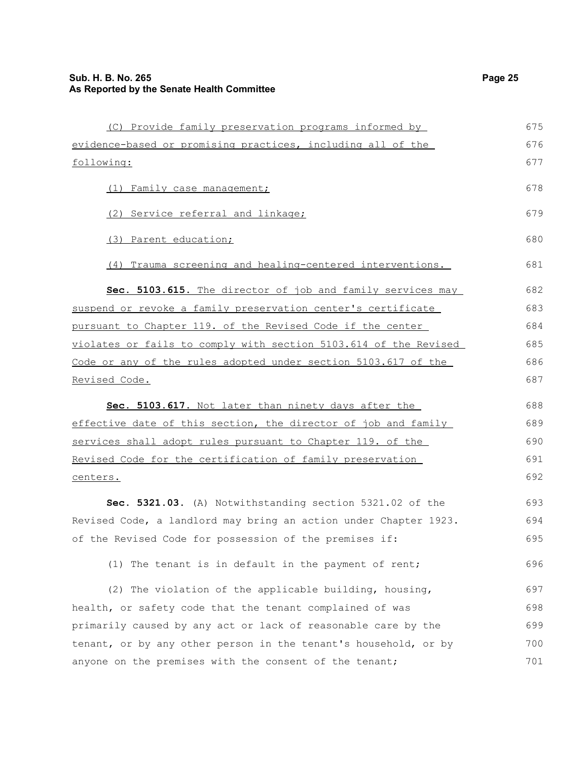(C) Provide family preservation programs informed by evidence-based or promising practices, including all of the following:

(1) Family case management;

(2) Service referral and linkage;

(3) Parent education;

(4) Trauma screening and healing-centered interventions.

**Sec. 5103.615.** The director of job and family services may suspend or revoke a family preservation center's certificate pursuant to Chapter 119. of the Revised Code if the center violates or fails to comply with section 5103.614 of the Revised Code or any of the rules adopted under section 5103.617 of the Revised Code.

**Sec. 5103.617.** Not later than ninety days after the effective date of this section, the director of job and family services shall adopt rules pursuant to Chapter 119. of the Revised Code for the certification of family preservation centers.

**Sec. 5321.03.** (A) Notwithstanding section 5321.02 of the Revised Code, a landlord may bring an action under Chapter 1923. of the Revised Code for possession of the premises if:

(1) The tenant is in default in the payment of rent;

(2) The violation of the applicable building, housing, health, or safety code that the tenant complained of was primarily caused by any act or lack of reasonable care by the tenant, or by any other person in the tenant's household, or by anyone on the premises with the consent of the tenant;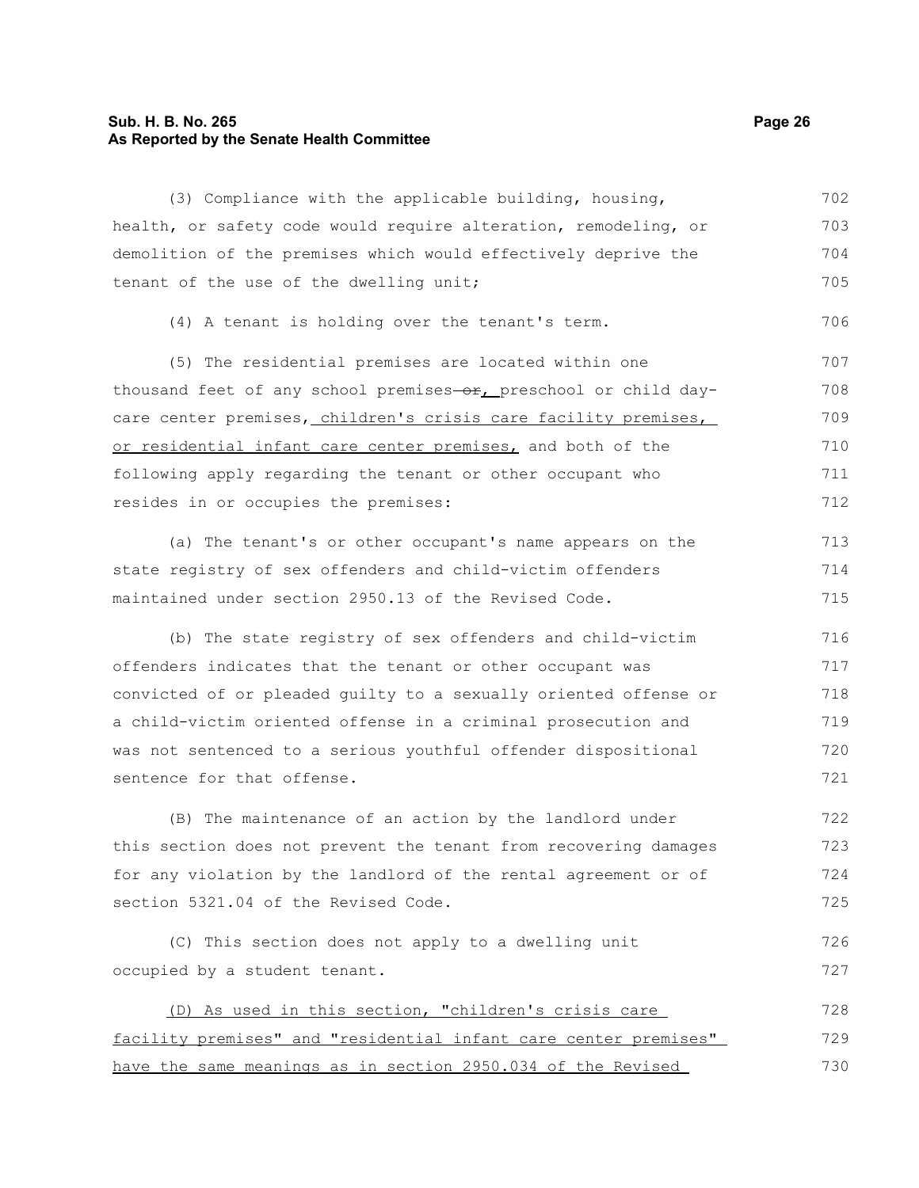(3) Compliance with the applicable building, housing, health, or safety code would require alteration, remodeling, or demolition of the premises which would effectively deprive the tenant of the use of the dwelling unit;

(4) A tenant is holding over the tenant's term.

(5) The residential premises are located within one thousand feet of any school premises ~~or~~, preschool or child day-care center premises, children's crisis care facility premises, or residential infant care center premises, and both of the following apply regarding the tenant or other occupant who resides in or occupies the premises:

(a) The tenant's or other occupant's name appears on the state registry of sex offenders and child-victim offenders maintained under section 2950.13 of the Revised Code.

(b) The state registry of sex offenders and child-victim offenders indicates that the tenant or other occupant was convicted of or pleaded guilty to a sexually oriented offense or a child-victim oriented offense in a criminal prosecution and was not sentenced to a serious youthful offender dispositional sentence for that offense.

(B) The maintenance of an action by the landlord under this section does not prevent the tenant from recovering damages for any violation by the landlord of the rental agreement or of section 5321.04 of the Revised Code.

(C) This section does not apply to a dwelling unit occupied by a student tenant.

(D) As used in this section, "children's crisis care facility premises" and "residential infant care center premises" have the same meanings as in section 2950.034 of the Revised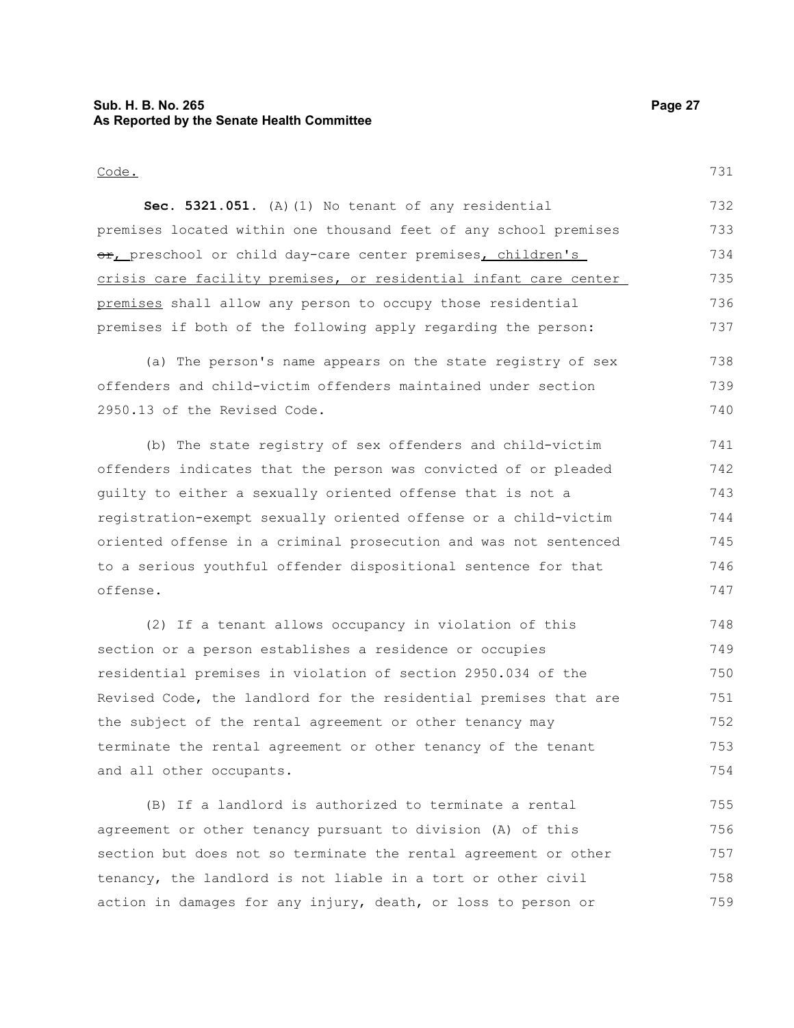Code.

**Sec. 5321.051.** (A)(1) No tenant of any residential premises located within one thousand feet of any school premises ~~or~~, preschool or child day-care center premises, children's crisis care facility premises, or residential infant care center premises shall allow any person to occupy those residential premises if both of the following apply regarding the person:

(a) The person's name appears on the state registry of sex offenders and child-victim offenders maintained under section 2950.13 of the Revised Code.

(b) The state registry of sex offenders and child-victim offenders indicates that the person was convicted of or pleaded guilty to either a sexually oriented offense that is not a registration-exempt sexually oriented offense or a child-victim oriented offense in a criminal prosecution and was not sentenced to a serious youthful offender dispositional sentence for that offense.

(2) If a tenant allows occupancy in violation of this section or a person establishes a residence or occupies residential premises in violation of section 2950.034 of the Revised Code, the landlord for the residential premises that are the subject of the rental agreement or other tenancy may terminate the rental agreement or other tenancy of the tenant and all other occupants.

(B) If a landlord is authorized to terminate a rental agreement or other tenancy pursuant to division (A) of this section but does not so terminate the rental agreement or other tenancy, the landlord is not liable in a tort or other civil action in damages for any injury, death, or loss to person or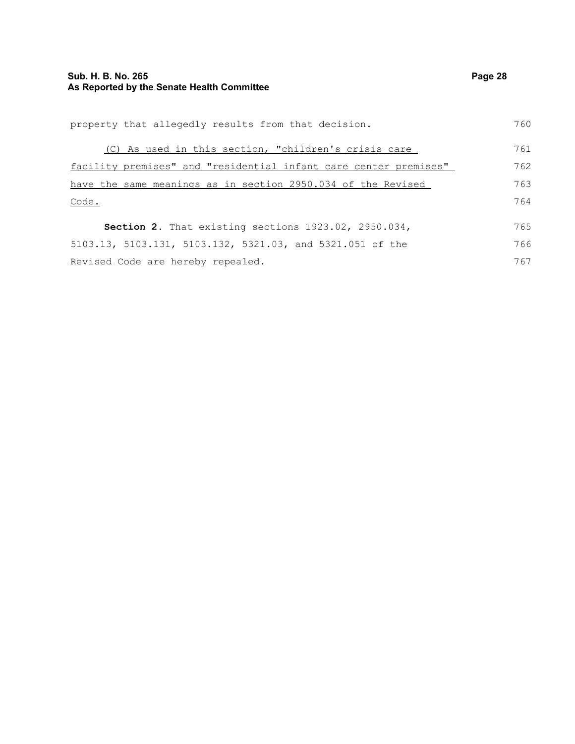property that allegedly results from that decision.

(C) As used in this section, "children's crisis care facility premises" and "residential infant care center premises" have the same meanings as in section 2950.034 of the Revised Code.

**Section 2.** That existing sections 1923.02, 2950.034, 5103.13, 5103.131, 5103.132, 5321.03, and 5321.051 of the Revised Code are hereby repealed.